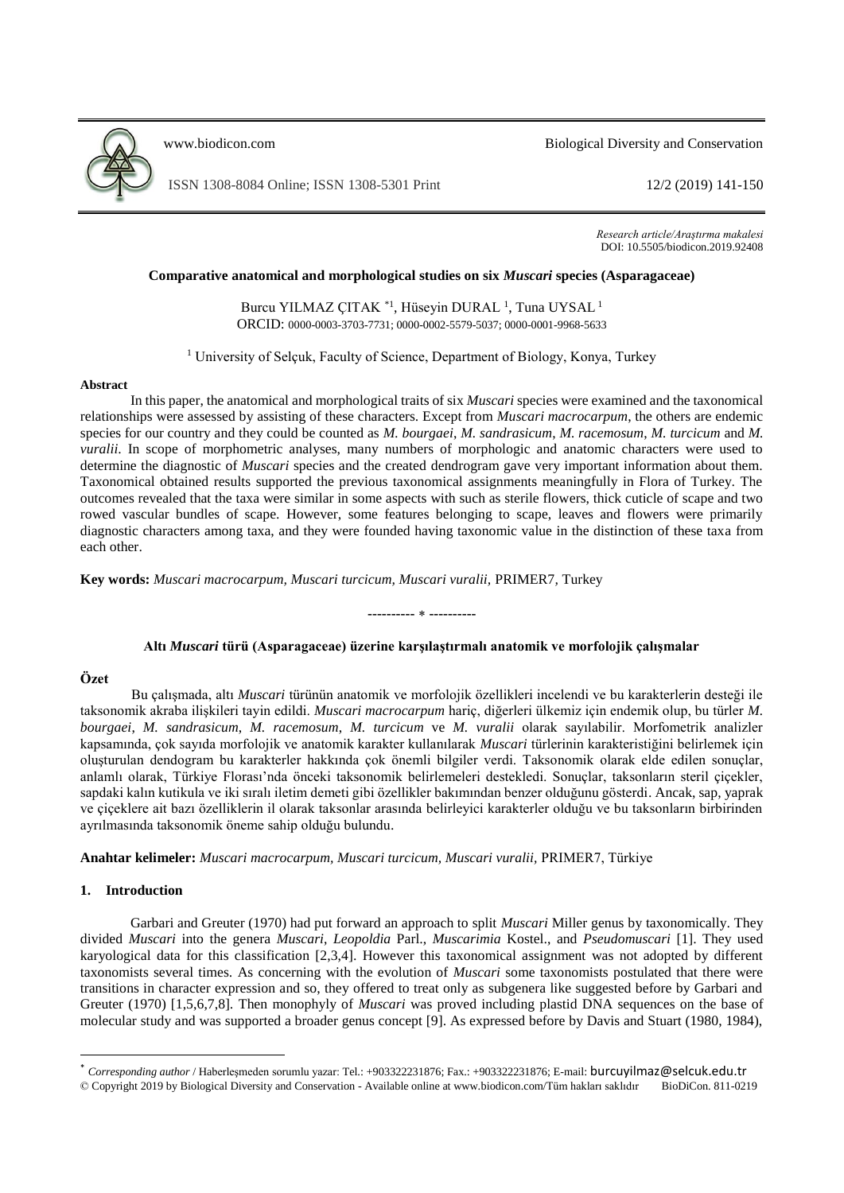*Research article/Araştırma makalesi*
DOI: 10.5505/biodicon.2019.92408

# Comparative anatomical and morphological studies on six *Muscari* species (Asparagaceae)

Burcu YILMAZ ÇITAK *[1], Hüseyin DURAL [1], Tuna UYSAL [1]
ORCID: 0000-0003-3703-7731; 0000-0002-5579-5037; 0000-0001-9968-5633

[1] University of Selçuk, Faculty of Science, Department of Biology, Konya, Turkey

## Abstract

In this paper, the anatomical and morphological traits of six *Muscari* species were examined and the taxonomical relationships were assessed by assisting of these characters. Except from *Muscari macrocarpum*, the others are endemic species for our country and they could be counted as *M. bourgaei*, *M. sandrasicum*, *M. racemosum*, *M. turcicum* and *M. vuralii*. In scope of morphometric analyses, many numbers of morphologic and anatomic characters were used to determine the diagnostic of *Muscari* species and the created dendrogram gave very important information about them. Taxonomical obtained results supported the previous taxonomical assignments meaningfully in Flora of Turkey. The outcomes revealed that the taxa were similar in some aspects with such as sterile flowers, thick cuticle of scape and two rowed vascular bundles of scape. However, some features belonging to scape, leaves and flowers were primarily diagnostic characters among taxa, and they were founded having taxonomic value in the distinction of these taxa from each other.

**Key words:** *Muscari macrocarpum, Muscari turcicum, Muscari vuralii,* PRIMER7, Turkey

---------- * ----------

## Altı *Muscari* türü (Asparagaceae) üzerine karşılaştırmalı anatomik ve morfolojik çalışmalar

## Özet

Bu çalışmada, altı *Muscari* türünün anatomik ve morfolojik özellikleri incelendi ve bu karakterlerin desteği ile taksonomik akraba ilişkileri tayin edildi. *Muscari macrocarpum* hariç, diğerleri ülkemiz için endemik olup, bu türler *M. bourgaei*, *M. sandrasicum*, *M. racemosum*, *M. turcicum* ve *M. vuralii* olarak sayılabilir. Morfometrik analizler kapsamında, çok sayıda morfolojik ve anatomik karakter kullanılarak *Muscari* türlerinin karakteristiğini belirlemek için oluşturulan dendogram bu karakterler hakkında çok önemli bilgiler verdi. Taksonomik olarak elde edilen sonuçlar, anlamlı olarak, Türkiye Florası'nda önceki taksonomik belirlemeleri destekledi. Sonuçlar, taksonların steril çiçekler, sapdaki kalın kutikula ve iki sıralı iletim demeti gibi özellikler bakımından benzer olduğunu gösterdi. Ancak, sap, yaprak ve çiçeklere ait bazı özelliklerin il olarak taksonlar arasında belirleyici karakterler olduğu ve bu taksonların birbirinden ayrılmasında taksonomik öneme sahip olduğu bulundu.

**Anahtar kelimeler:** *Muscari macrocarpum, Muscari turcicum, Muscari vuralii,* PRIMER7, Türkiye

## 1. Introduction

Garbari and Greuter (1970) had put forward an approach to split *Muscari* Miller genus by taxonomically. They divided *Muscari* into the genera *Muscari*, *Leopoldia* Parl., *Muscarimia* Kostel., and *Pseudomuscari* [1]. They used karyological data for this classification [2,3,4]. However this taxonomical assignment was not adopted by different taxonomists several times. As concerning with the evolution of *Muscari* some taxonomists postulated that there were transitions in character expression and so, they offered to treat only as subgenera like suggested before by Garbari and Greuter (1970) [1,5,6,7,8]. Then monophyly of *Muscari* was proved including plastid DNA sequences on the base of molecular study and was supported a broader genus concept [9]. As expressed before by Davis and Stuart (1980, 1984),

* *Corresponding author* / Haberleşmeden sorumlu yazar: Tel.: +903322231876; Fax.: +903322231876; E-mail: burcuyilmaz@selcuk.edu.tr
© Copyright 2019 by Biological Diversity and Conservation - Available online at www.biodicon.com/Tüm hakları saklıdır BioDiCon. 811-0219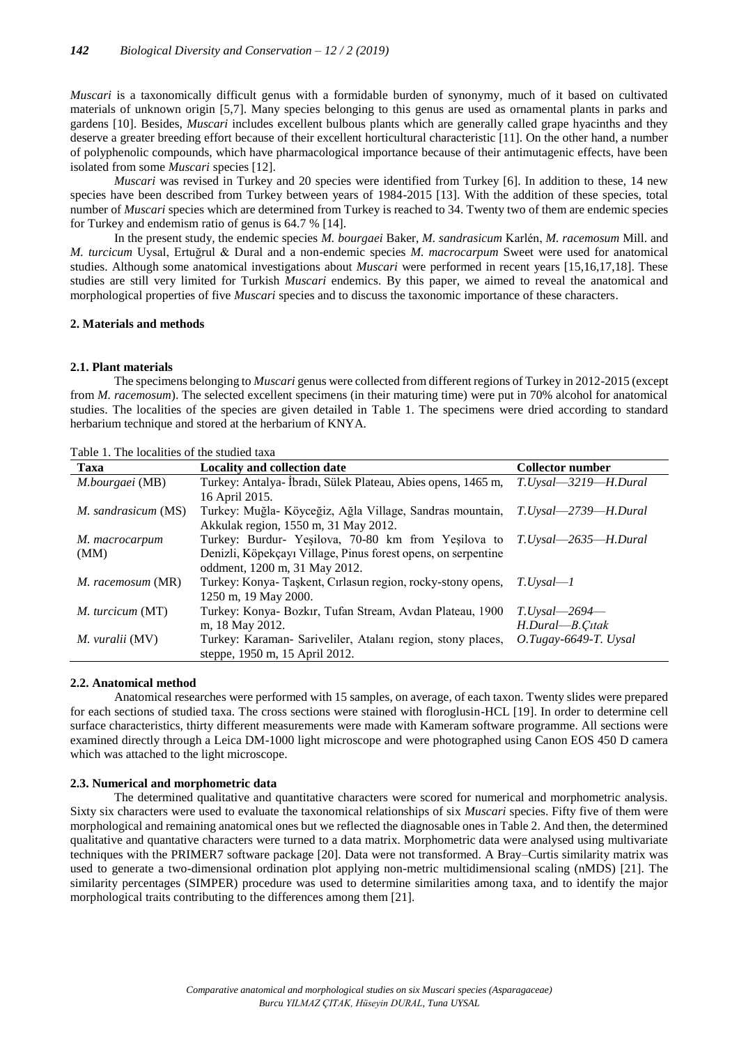*Muscari* is a taxonomically difficult genus with a formidable burden of synonymy, much of it based on cultivated materials of unknown origin [5,7]. Many species belonging to this genus are used as ornamental plants in parks and gardens [10]. Besides, *Muscari* includes excellent bulbous plants which are generally called grape hyacinths and they deserve a greater breeding effort because of their excellent horticultural characteristic [11]. On the other hand, a number of polyphenolic compounds, which have pharmacological importance because of their antimutagenic effects, have been isolated from some *Muscari* species [12].

*Muscari* was revised in Turkey and 20 species were identified from Turkey [6]. In addition to these, 14 new species have been described from Turkey between years of 1984-2015 [13]. With the addition of these species, total number of *Muscari* species which are determined from Turkey is reached to 34. Twenty two of them are endemic species for Turkey and endemism ratio of genus is 64.7 % [14].

In the present study, the endemic species *M. bourgaei* Baker, *M. sandrasicum* Karlén, *M. racemosum* Mill. and *M. turcicum* Uysal, Ertuğrul & Dural and a non-endemic species *M. macrocarpum* Sweet were used for anatomical studies. Although some anatomical investigations about *Muscari* were performed in recent years [15,16,17,18]. These studies are still very limited for Turkish *Muscari* endemics. By this paper, we aimed to reveal the anatomical and morphological properties of five *Muscari* species and to discuss the taxonomic importance of these characters.

## 2. Materials and methods

### 2.1. Plant materials

The specimens belonging to *Muscari* genus were collected from different regions of Turkey in 2012-2015 (except from *M. racemosum*). The selected excellent specimens (in their maturing time) were put in 70% alcohol for anatomical studies. The localities of the species are given detailed in Table 1. The specimens were dried according to standard herbarium technique and stored at the herbarium of KNYA.

Table 1. The localities of the studied taxa

| Taxa | Locality and collection date | Collector number |
|---|---|---|
| *M.bourgaei* (MB) | Turkey: Antalya- İbradı, Sülek Plateau, Abies opens, 1465 m, 16 April 2015. | *T.Uysal—3219—H.Dural* |
| *M. sandrasicum* (MS) | Turkey: Muğla- Köyceğiz, Ağla Village, Sandras mountain, Akkulak region, 1550 m, 31 May 2012. | *T.Uysal—2739—H.Dural* |
| *M. macrocarpum* (MM) | Turkey: Burdur- Yeşilova, 70-80 km from Yeşilova to Denizli, Köpekçayı Village, Pinus forest opens, on serpentine oddment, 1200 m, 31 May 2012. | *T.Uysal—2635—H.Dural* |
| *M. racemosum* (MR) | Turkey: Konya- Taşkent, Cırlasun region, rocky-stony opens, 1250 m, 19 May 2000. | *T.Uysal—1* |
| *M. turcicum* (MT) | Turkey: Konya- Bozkır, Tufan Stream, Avdan Plateau, 1900 m, 18 May 2012. | *T.Uysal—2694—H.Dural—B.Çıtak* |
| *M. vuralii* (MV) | Turkey: Karaman- Sariveliler, Atalanı region, stony places, steppe, 1950 m, 15 April 2012. | *O.Tugay-6649-T. Uysal* |

### 2.2. Anatomical method

Anatomical researches were performed with 15 samples, on average, of each taxon. Twenty slides were prepared for each sections of studied taxa. The cross sections were stained with floroglusin-HCL [19]. In order to determine cell surface characteristics, thirty different measurements were made with Kameram software programme. All sections were examined directly through a Leica DM-1000 light microscope and were photographed using Canon EOS 450 D camera which was attached to the light microscope.

### 2.3. Numerical and morphometric data

The determined qualitative and quantitative characters were scored for numerical and morphometric analysis. Sixty six characters were used to evaluate the taxonomical relationships of six *Muscari* species. Fifty five of them were morphological and remaining anatomical ones but we reflected the diagnosable ones in Table 2. And then, the determined qualitative and quantative characters were turned to a data matrix. Morphometric data were analysed using multivariate techniques with the PRIMER7 software package [20]. Data were not transformed. A Bray–Curtis similarity matrix was used to generate a two-dimensional ordination plot applying non-metric multidimensional scaling (nMDS) [21]. The similarity percentages (SIMPER) procedure was used to determine similarities among taxa, and to identify the major morphological traits contributing to the differences among them [21].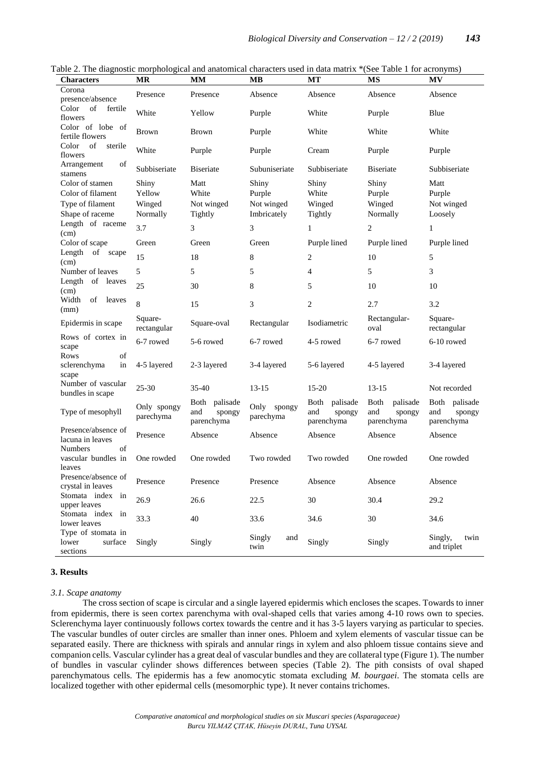Table 2. The diagnostic morphological and anatomical characters used in data matrix *(See Table 1 for acronyms)

| Characters | MR | MM | MB | MT | MS | MV |
|---|---|---|---|---|---|---|
| Corona presence/absence | Presence | Presence | Absence | Absence | Absence | Absence |
| Color of fertile flowers | White | Yellow | Purple | White | Purple | Blue |
| Color of lobe of fertile flowers | Brown | Brown | Purple | White | White | White |
| Color of sterile flowers | White | Purple | Purple | Cream | Purple | Purple |
| Arrangement of stamens | Subbiseriate | Biseriate | Subuniseriate | Subbiseriate | Biseriate | Subbiseriate |
| Color of stamen | Shiny | Matt | Shiny | Shiny | Shiny | Matt |
| Color of filament | Yellow | White | Purple | White | Purple | Purple |
| Type of filament | Winged | Not winged | Not winged | Winged | Winged | Not winged |
| Shape of raceme | Normally | Tightly | Imbricately | Tightly | Normally | Loosely |
| Length of raceme (cm) | 3.7 | 3 | 3 | 1 | 2 | 1 |
| Color of scape | Green | Green | Green | Purple lined | Purple lined | Purple lined |
| Length of scape (cm) | 15 | 18 | 8 | 2 | 10 | 5 |
| Number of leaves | 5 | 5 | 5 | 4 | 5 | 3 |
| Length of leaves (cm) | 25 | 30 | 8 | 5 | 10 | 10 |
| Width of leaves (mm) | 8 | 15 | 3 | 2 | 2.7 | 3.2 |
| Epidermis in scape | Square-rectangular | Square-oval | Rectangular | Isodiametric | Rectangular-oval | Square-rectangular |
| Rows of cortex in scape | 6-7 rowed | 5-6 rowed | 6-7 rowed | 4-5 rowed | 6-7 rowed | 6-10 rowed |
| Rows of sclerenchyma in scape | 4-5 layered | 2-3 layered | 3-4 layered | 5-6 layered | 4-5 layered | 3-4 layered |
| Number of vascular bundles in scape | 25-30 | 35-40 | 13-15 | 15-20 | 13-15 | Not recorded |
| Type of mesophyll | Only spongy parechyma | Both palisade and spongy parenchyma | Only spongy parechyma | Both palisade and spongy parenchyma | Both palisade and spongy parenchyma | Both palisade and spongy parenchyma |
| Presence/absence of lacuna in leaves | Presence | Absence | Absence | Absence | Absence | Absence |
| Numbers of vascular bundles in leaves | One rowded | One rowded | Two rowded | Two rowded | One rowded | One rowded |
| Presence/absence of crystal in leaves | Presence | Presence | Presence | Absence | Absence | Absence |
| Stomata index in upper leaves | 26.9 | 26.6 | 22.5 | 30 | 30.4 | 29.2 |
| Stomata index in lower leaves | 33.3 | 40 | 33.6 | 34.6 | 30 | 34.6 |
| Type of stomata in lower surface sections | Singly | Singly | Singly and twin | Singly | Singly | Singly, twin and triplet |

## 3. Results

### *3.1. Scape anatomy*

The cross section of scape is circular and a single layered epidermis which encloses the scapes. Towards to inner from epidermis, there is seen cortex parenchyma with oval-shaped cells that varies among 4-10 rows own to species. Sclerenchyma layer continuously follows cortex towards the centre and it has 3-5 layers varying as particular to species. The vascular bundles of outer circles are smaller than inner ones. Phloem and xylem elements of vascular tissue can be separated easily. There are thickness with spirals and annular rings in xylem and also phloem tissue contains sieve and companion cells. Vascular cylinder has a great deal of vascular bundles and they are collateral type (Figure 1). The number of bundles in vascular cylinder shows differences between species (Table 2). The pith consists of oval shaped parenchymatous cells. The epidermis has a few anomocytic stomata excluding *M. bourgaei*. The stomata cells are localized together with other epidermal cells (mesomorphic type). It never contains trichomes.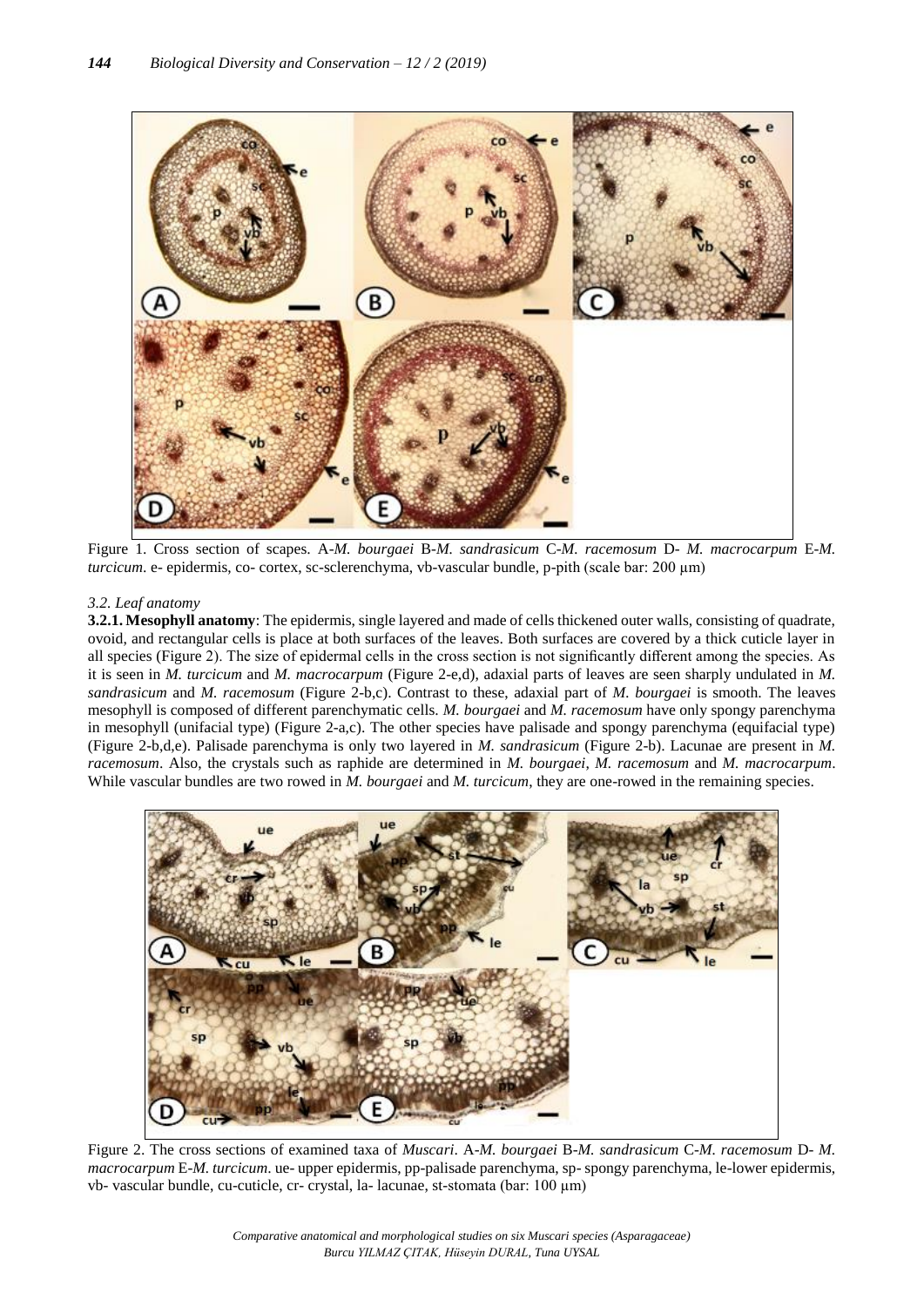Figure 1. Cross section of scapes. A-*M. bourgaei* B-*M. sandrasicum* C-*M. racemosum* D- *M. macrocarpum* E-*M. turcicum*. e- epidermis, co- cortex, sc-sclerenchyma, vb-vascular bundle, p-pith (scale bar: 200 µm)

### *3.2. Leaf anatomy*

**3.2.1. Mesophyll anatomy**: The epidermis, single layered and made of cells thickened outer walls, consisting of quadrate, ovoid, and rectangular cells is place at both surfaces of the leaves. Both surfaces are covered by a thick cuticle layer in all species (Figure 2). The size of epidermal cells in the cross section is not significantly different among the species. As it is seen in *M. turcicum* and *M. macrocarpum* (Figure 2-e,d), adaxial parts of leaves are seen sharply undulated in *M. sandrasicum* and *M. racemosum* (Figure 2-b,c). Contrast to these, adaxial part of *M. bourgaei* is smooth. The leaves mesophyll is composed of different parenchymatic cells. *M. bourgaei* and *M. racemosum* have only spongy parenchyma in mesophyll (unifacial type) (Figure 2-a,c). The other species have palisade and spongy parenchyma (equifacial type) (Figure 2-b,d,e). Palisade parenchyma is only two layered in *M. sandrasicum* (Figure 2-b). Lacunae are present in *M. racemosum*. Also, the crystals such as raphide are determined in *M. bourgaei*, *M. racemosum* and *M. macrocarpum*. While vascular bundles are two rowed in *M. bourgaei* and *M. turcicum*, they are one-rowed in the remaining species.

Figure 2. The cross sections of examined taxa of *Muscari*. A-*M. bourgaei* B-*M. sandrasicum* C-*M. racemosum* D- *M. macrocarpum* E-*M. turcicum*. ue- upper epidermis, pp-palisade parenchyma, sp- spongy parenchyma, le-lower epidermis, vb- vascular bundle, cu-cuticle, cr- crystal, la- lacunae, st-stomata (bar: 100 µm)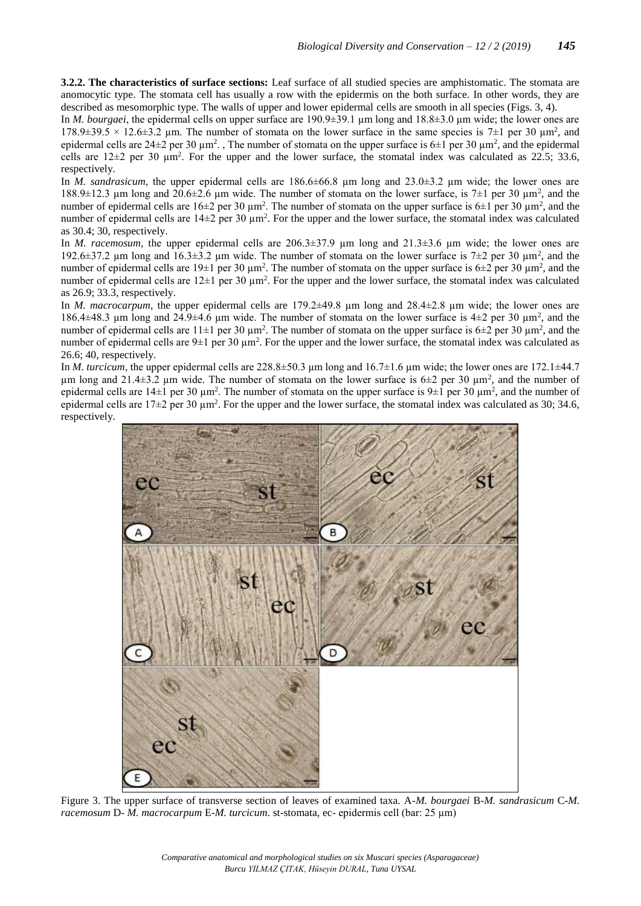**3.2.2. The characteristics of surface sections:** Leaf surface of all studied species are amphistomatic. The stomata are anomocytic type. The stomata cell has usually a row with the epidermis on the both surface. In other words, they are described as mesomorphic type. The walls of upper and lower epidermal cells are smooth in all species (Figs. 3, 4).

In *M. bourgaei*, the epidermal cells on upper surface are 190.9±39.1 µm long and 18.8±3.0 µm wide; the lower ones are 178.9±39.5 × 12.6±3.2 µm. The number of stomata on the lower surface in the same species is 7±1 per 30 µm$^2$, and epidermal cells are 24±2 per 30 µm$^2$. , The number of stomata on the upper surface is 6±1 per 30 µm$^2$, and the epidermal cells are 12±2 per 30 µm$^2$. For the upper and the lower surface, the stomatal index was calculated as 22.5; 33.6, respectively.

In *M. sandrasicum*, the upper epidermal cells are 186.6±66.8 µm long and 23.0±3.2 µm wide; the lower ones are 188.9±12.3 µm long and 20.6±2.6 µm wide. The number of stomata on the lower surface, is 7±1 per 30 µm$^2$, and the number of epidermal cells are 16±2 per 30 µm$^2$. The number of stomata on the upper surface is 6±1 per 30 µm$^2$, and the number of epidermal cells are 14±2 per 30 µm$^2$. For the upper and the lower surface, the stomatal index was calculated as 30.4; 30, respectively.

In *M. racemosum*, the upper epidermal cells are 206.3±37.9 µm long and 21.3±3.6 µm wide; the lower ones are 192.6±37.2 µm long and 16.3±3.2 µm wide. The number of stomata on the lower surface is 7±2 per 30 µm$^2$, and the number of epidermal cells are 19±1 per 30 µm$^2$. The number of stomata on the upper surface is 6±2 per 30 µm$^2$, and the number of epidermal cells are 12±1 per 30 µm$^2$. For the upper and the lower surface, the stomatal index was calculated as 26.9; 33.3, respectively.

In *M. macrocarpum*, the upper epidermal cells are 179.2±49.8 µm long and 28.4±2.8 µm wide; the lower ones are 186.4±48.3 µm long and 24.9±4.6 µm wide. The number of stomata on the lower surface is 4±2 per 30 µm$^2$, and the number of epidermal cells are 11±1 per 30 µm$^2$. The number of stomata on the upper surface is 6±2 per 30 µm$^2$, and the number of epidermal cells are 9±1 per 30 µm$^2$. For the upper and the lower surface, the stomatal index was calculated as 26.6; 40, respectively.

In *M. turcicum*, the upper epidermal cells are 228.8±50.3 µm long and 16.7±1.6 µm wide; the lower ones are 172.1±44.7 µm long and 21.4±3.2 µm wide. The number of stomata on the lower surface is 6±2 per 30 µm$^2$, and the number of epidermal cells are 14±1 per 30 µm$^2$. The number of stomata on the upper surface is 9±1 per 30 µm$^2$, and the number of epidermal cells are 17±2 per 30 µm$^2$. For the upper and the lower surface, the stomatal index was calculated as 30; 34.6, respectively.

Figure 3. The upper surface of transverse section of leaves of examined taxa. A-*M. bourgaei* B-*M. sandrasicum* C-*M. racemosum* D- *M. macrocarpum* E-*M. turcicum*. st-stomata, ec- epidermis cell (bar: 25 µm)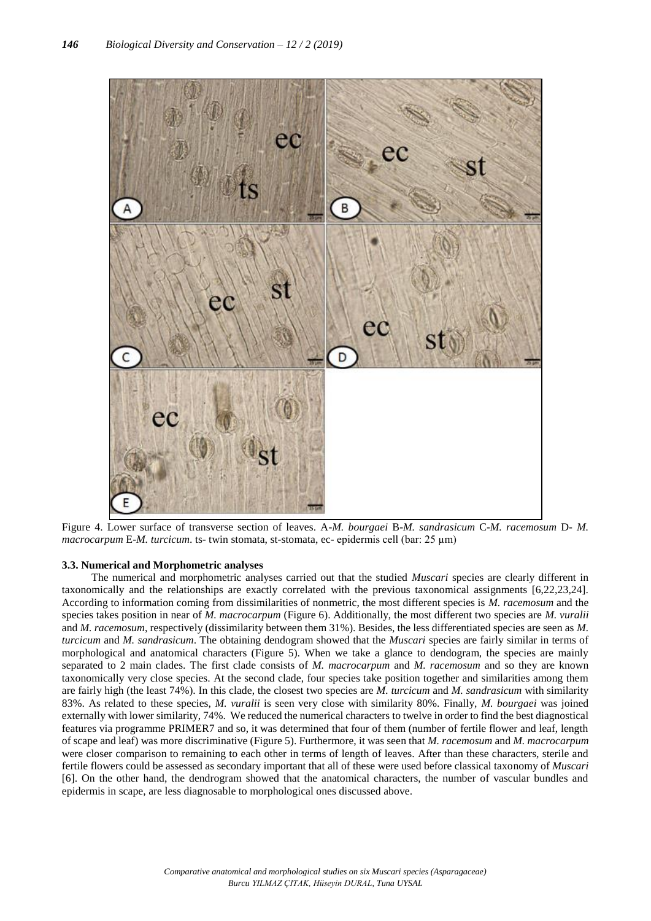Figure 4. Lower surface of transverse section of leaves. A-*M. bourgaei* B-*M. sandrasicum* C-*M. racemosum* D- *M. macrocarpum* E-*M. turcicum*. ts- twin stomata, st-stomata, ec- epidermis cell (bar: 25 µm)

### 3.3. Numerical and Morphometric analyses

The numerical and morphometric analyses carried out that the studied *Muscari* species are clearly different in taxonomically and the relationships are exactly correlated with the previous taxonomical assignments [6,22,23,24]. According to information coming from dissimilarities of nonmetric, the most different species is *M. racemosum* and the species takes position in near of *M. macrocarpum* (Figure 6). Additionally, the most different two species are *M. vuralii* and *M. racemosum*, respectively (dissimilarity between them 31%). Besides, the less differentiated species are seen as *M. turcicum* and *M. sandrasicum*. The obtaining dendogram showed that the *Muscari* species are fairly similar in terms of morphological and anatomical characters (Figure 5). When we take a glance to dendogram, the species are mainly separated to 2 main clades. The first clade consists of *M. macrocarpum* and *M. racemosum* and so they are known taxonomically very close species. At the second clade, four species take position together and similarities among them are fairly high (the least 74%). In this clade, the closest two species are *M. turcicum* and *M. sandrasicum* with similarity 83%. As related to these species, *M. vuralii* is seen very close with similarity 80%. Finally, *M. bourgaei* was joined externally with lower similarity, 74%. We reduced the numerical characters to twelve in order to find the best diagnostical features via programme PRIMER7 and so, it was determined that four of them (number of fertile flower and leaf, length of scape and leaf) was more discriminative (Figure 5). Furthermore, it was seen that *M. racemosum* and *M. macrocarpum* were closer comparison to remaining to each other in terms of length of leaves. After than these characters, sterile and fertile flowers could be assessed as secondary important that all of these were used before classical taxonomy of *Muscari* [6]. On the other hand, the dendrogram showed that the anatomical characters, the number of vascular bundles and epidermis in scape, are less diagnosable to morphological ones discussed above.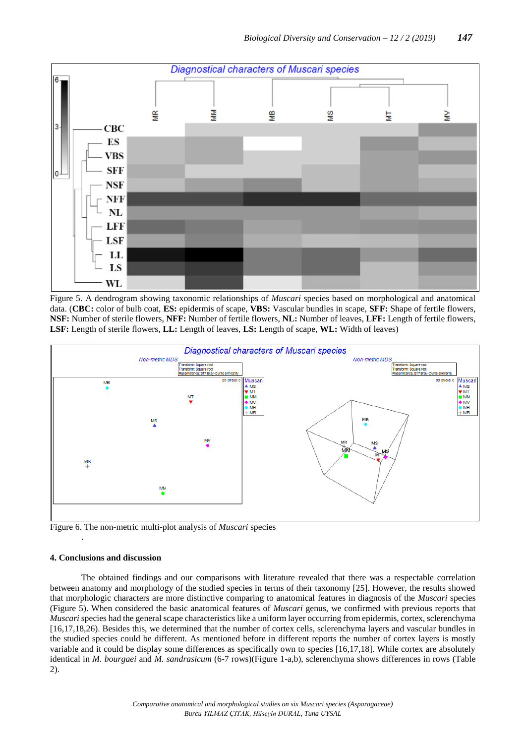Figure 5. A dendrogram showing taxonomic relationships of *Muscari* species based on morphological and anatomical data. (**CBC:** color of bulb coat, **ES:** epidermis of scape, **VBS:** Vascular bundles in scape, **SFF:** Shape of fertile flowers, **NSF:** Number of sterile flowers, **NFF:** Number of fertile flowers, **NL:** Number of leaves, **LFF:** Length of fertile flowers, **LSF:** Length of sterile flowers, **LL:** Length of leaves, **LS:** Length of scape, **WL:** Width of leaves)

Figure 6. The non-metric multi-plot analysis of *Muscari* species

## 4. Conclusions and discussion

The obtained findings and our comparisons with literature revealed that there was a respectable correlation between anatomy and morphology of the studied species in terms of their taxonomy [25]. However, the results showed that morphologic characters are more distinctive comparing to anatomical features in diagnosis of the *Muscari* species (Figure 5). When considered the basic anatomical features of *Muscari* genus, we confirmed with previous reports that *Muscari* species had the general scape characteristics like a uniform layer occurring from epidermis, cortex, sclerenchyma [16,17,18,26). Besides this, we determined that the number of cortex cells, sclerenchyma layers and vascular bundles in the studied species could be different. As mentioned before in different reports the number of cortex layers is mostly variable and it could be display some differences as specifically own to species [16,17,18]. While cortex are absolutely identical in *M. bourgaei* and *M. sandrasicum* (6-7 rows)(Figure 1-a,b), sclerenchyma shows differences in rows (Table 2).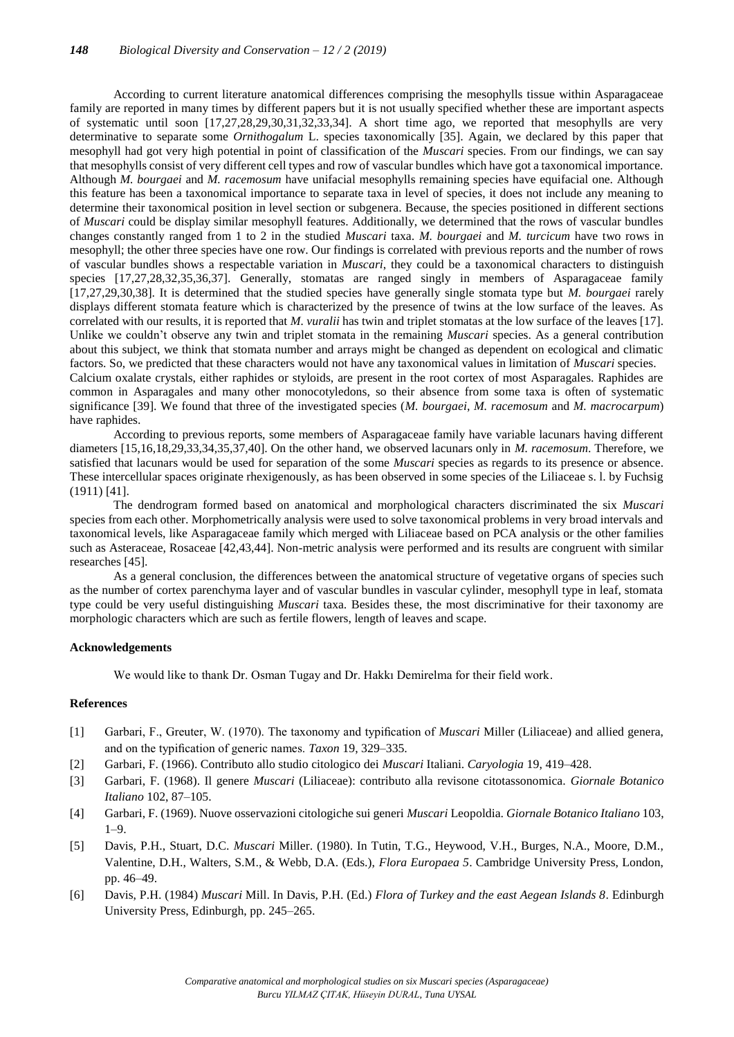According to current literature anatomical differences comprising the mesophylls tissue within Asparagaceae family are reported in many times by different papers but it is not usually specified whether these are important aspects of systematic until soon [17,27,28,29,30,31,32,33,34]. A short time ago, we reported that mesophylls are very determinative to separate some *Ornithogalum* L. species taxonomically [35]. Again, we declared by this paper that mesophyll had got very high potential in point of classification of the *Muscari* species. From our findings, we can say that mesophylls consist of very different cell types and row of vascular bundles which have got a taxonomical importance. Although *M. bourgaei* and *M. racemosum* have unifacial mesophylls remaining species have equifacial one. Although this feature has been a taxonomical importance to separate taxa in level of species, it does not include any meaning to determine their taxonomical position in level section or subgenera. Because, the species positioned in different sections of *Muscari* could be display similar mesophyll features. Additionally, we determined that the rows of vascular bundles changes constantly ranged from 1 to 2 in the studied *Muscari* taxa. *M. bourgaei* and *M. turcicum* have two rows in mesophyll; the other three species have one row. Our findings is correlated with previous reports and the number of rows of vascular bundles shows a respectable variation in *Muscari*, they could be a taxonomical characters to distinguish species [17,27,28,32,35,36,37]. Generally, stomatas are ranged singly in members of Asparagaceae family [17,27,29,30,38]. It is determined that the studied species have generally single stomata type but *M. bourgaei* rarely displays different stomata feature which is characterized by the presence of twins at the low surface of the leaves. As correlated with our results, it is reported that *M. vuralii* has twin and triplet stomatas at the low surface of the leaves [17]. Unlike we couldn't observe any twin and triplet stomata in the remaining *Muscari* species. As a general contribution about this subject, we think that stomata number and arrays might be changed as dependent on ecological and climatic factors. So, we predicted that these characters would not have any taxonomical values in limitation of *Muscari* species.
Calcium oxalate crystals, either raphides or styloids, are present in the root cortex of most Asparagales. Raphides are common in Asparagales and many other monocotyledons, so their absence from some taxa is often of systematic significance [39]. We found that three of the investigated species (*M. bourgaei*, *M. racemosum* and *M. macrocarpum*) have raphides.

According to previous reports, some members of Asparagaceae family have variable lacunars having different diameters [15,16,18,29,33,34,35,37,40]. On the other hand, we observed lacunars only in *M. racemosum*. Therefore, we satisfied that lacunars would be used for separation of the some *Muscari* species as regards to its presence or absence. These intercellular spaces originate rhexigenously, as has been observed in some species of the Liliaceae s. l. by Fuchsig (1911) [41].

The dendrogram formed based on anatomical and morphological characters discriminated the six *Muscari* species from each other. Morphometrically analysis were used to solve taxonomical problems in very broad intervals and taxonomical levels, like Asparagaceae family which merged with Liliaceae based on PCA analysis or the other families such as Asteraceae, Rosaceae [42,43,44]. Non-metric analysis were performed and its results are congruent with similar researches [45].

As a general conclusion, the differences between the anatomical structure of vegetative organs of species such as the number of cortex parenchyma layer and of vascular bundles in vascular cylinder, mesophyll type in leaf, stomata type could be very useful distinguishing *Muscari* taxa. Besides these, the most discriminative for their taxonomy are morphologic characters which are such as fertile flowers, length of leaves and scape.

### Acknowledgements

We would like to thank Dr. Osman Tugay and Dr. Hakkı Demirelma for their field work.

### References

[1] Garbari, F., Greuter, W. (1970). The taxonomy and typification of *Muscari* Miller (Liliaceae) and allied genera, and on the typification of generic names. *Taxon* 19, 329–335.

[2] Garbari, F. (1966). Contributo allo studio citologico dei *Muscari* Italiani. *Caryologia* 19, 419–428.

[3] Garbari, F. (1968). Il genere *Muscari* (Liliaceae): contributo alla revisone citotassonomica. *Giornale Botanico Italiano* 102, 87–105.

[4] Garbari, F. (1969). Nuove osservazioni citologiche sui generi *Muscari* Leopoldia. *Giornale Botanico Italiano* 103, 1–9.

[5] Davis, P.H., Stuart, D.C. *Muscari* Miller. (1980). In Tutin, T.G., Heywood, V.H., Burges, N.A., Moore, D.M., Valentine, D.H., Walters, S.M., & Webb, D.A. (Eds.), *Flora Europaea 5*. Cambridge University Press, London, pp. 46–49.

[6] Davis, P.H. (1984) *Muscari* Mill. In Davis, P.H. (Ed.) *Flora of Turkey and the east Aegean Islands 8*. Edinburgh University Press, Edinburgh, pp. 245–265.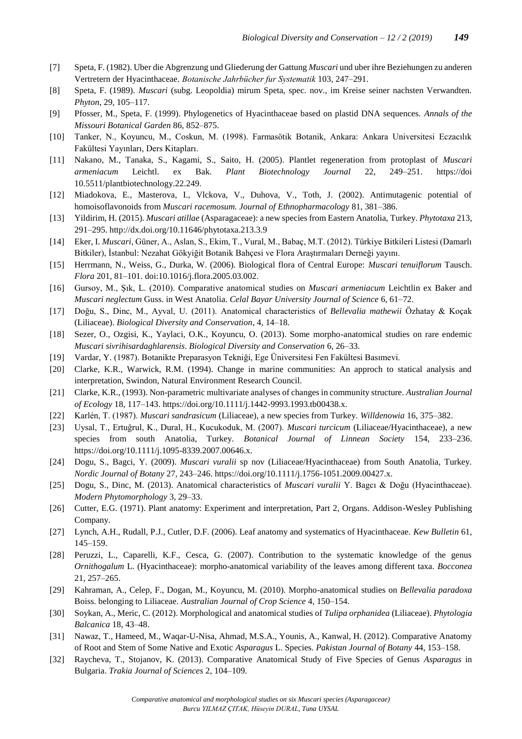[7] Speta, F. (1982). Uber die Abgrenzung und Gliederung der Gattung *Muscari* und uber ihre Beziehungen zu anderen Vertretern der Hyacinthaceae. *Botanische Jahrbücher fur Systematik* 103, 247–291.

[8] Speta, F. (1989). *Muscari* (subg. Leopoldia) mirum Speta, spec. nov., im Kreise seiner nachsten Verwandten. *Phyton*, 29, 105–117.

[9] Pfosser, M., Speta, F. (1999). Phylogenetics of Hyacinthaceae based on plastid DNA sequences. *Annals of the Missouri Botanical Garden* 86, 852–875.

[10] Tanker, N., Koyuncu, M., Coskun, M. (1998). Farmasötik Botanik, Ankara: Ankara Universitesi Eczacılık Fakültesi Yayınları, Ders Kitapları.

[11] Nakano, M., Tanaka, S., Kagami, S., Saito, H. (2005). Plantlet regeneration from protoplast of *Muscari armeniacum* Leichtl. ex Bak. *Plant Biotechnology Journal* 22, 249–251. https://doi 10.5511/plantbiotechnology.22.249.

[12] Miadokova, E., Masterova, I., Vlckova, V., Duhova, V., Toth, J. (2002). Antimutagenic potential of homoisoflavonoids from *Muscari racemosum. Journal of Ethnopharmacology* 81, 381–386.

[13] Yildirim, H. (2015). *Muscari atillae* (Asparagaceae): a new species from Eastern Anatolia, Turkey. *Phytotaxa* 213, 291–295. http://dx.doi.org/10.11646/phytotaxa.213.3.9

[14] Eker, I. *Muscari*, Güner, A., Aslan, S., Ekim, T., Vural, M., Babaç, M.T. (2012). Türkiye Bitkileri Listesi (Damarlı Bitkiler), İstanbul: Nezahat Gökyiğit Botanik Bahçesi ve Flora Araştırmaları Derneği yayını.

[15] Herrmann, N., Weiss, G., Durka, W. (2006). Biological flora of Central Europe: *Muscari tenuiflorum* Tausch. *Flora* 201, 81–101. doi:10.1016/j.flora.2005.03.002.

[16] Gursoy, M., Şık, L. (2010). Comparative anatomical studies on *Muscari armeniacum* Leichtlin ex Baker and *Muscari neglectum* Guss. in West Anatolia. *Celal Bayar University Journal of Science* 6, 61–72.

[17] Doğu, S., Dinc, M., Ayval, U. (2011). Anatomical characteristics of *Bellevalia mathewii* Özhatay & Koçak (Liliaceae). *Biological Diversity and Conservation*, 4, 14–18.

[18] Sezer, O., Ozgisi, K., Yaylaci, O.K., Koyuncu, O. (2013). Some morpho-anatomical studies on rare endemic *Muscari sivrihisardaghlarensis*. *Biological Diversity and Conservation* 6, 26–33.

[19] Vardar, Y. (1987). Botanikte Preparasyon Tekniği, Ege Üniversitesi Fen Fakültesi Basımevi.

[20] Clarke, K.R., Warwick, R.M. (1994). Change in marine communities: An approch to statical analysis and interpretation, Swindon, Natural Environment Research Council.

[21] Clarke, K.R., (1993). Non-parametric multivariate analyses of changes in community structure. *Australian Journal of Ecology* 18, 117–143. https://doi.org/10.1111/j.1442-9993.1993.tb00438.x.

[22] Karlén, T. (1987). *Muscari sandrasicum* (Liliaceae), a new species from Turkey. *Willdenowia* 16, 375–382.

[23] Uysal, T., Ertuğrul, K., Dural, H., Kucukoduk, M. (2007). *Muscari turcicum* (Liliaceae/Hyacinthaceae), a new species from south Anatolia, Turkey. *Botanical Journal of Linnean Society* 154, 233–236. https://doi.org/10.1111/j.1095-8339.2007.00646.x.

[24] Dogu, S., Bagci, Y. (2009). *Muscari vuralii* sp nov (Liliaceae/Hyacinthaceae) from South Anatolia, Turkey. *Nordic Journal of Botany* 27, 243–246. https://doi.org/10.1111/j.1756-1051.2009.00427.x.

[25] Dogu, S., Dinc, M. (2013). Anatomical characteristics of *Muscari vuralii* Y. Bagcı & Doğu (Hyacinthaceae). *Modern Phytomorphology* 3, 29–33.

[26] Cutter, E.G. (1971). Plant anatomy: Experiment and interpretation, Part 2, Organs. Addison-Wesley Publishing Company.

[27] Lynch, A.H., Rudall, P.J., Cutler, D.F. (2006). Leaf anatomy and systematics of Hyacinthaceae. *Kew Bulletin* 61, 145–159.

[28] Peruzzi, L., Caparelli, K.F., Cesca, G. (2007). Contribution to the systematic knowledge of the genus *Ornithogalum* L. (Hyacinthaceae): morpho-anatomical variability of the leaves among different taxa. *Bocconea* 21, 257–265.

[29] Kahraman, A., Celep, F., Dogan, M., Koyuncu, M. (2010). Morpho-anatomical studies on *Bellevalia paradoxa* Boiss. belonging to Liliaceae. *Australian Journal of Crop Science* 4, 150–154.

[30] Soykan, A., Meric, C. (2012). Morphological and anatomical studies of *Tulipa orphanidea* (Liliaceae). *Phytologia Balcanica* 18, 43–48.

[31] Nawaz, T., Hameed, M., Waqar-U-Nisa, Ahmad, M.S.A., Younis, A., Kanwal, H. (2012). Comparative Anatomy of Root and Stem of Some Native and Exotic *Asparagus* L. Species. *Pakistan Journal of Botany* 44, 153–158.

[32] Raycheva, T., Stojanov, K. (2013). Comparative Anatomical Study of Five Species of Genus *Asparagus* in Bulgaria. *Trakia Journal of Sciences* 2, 104–109.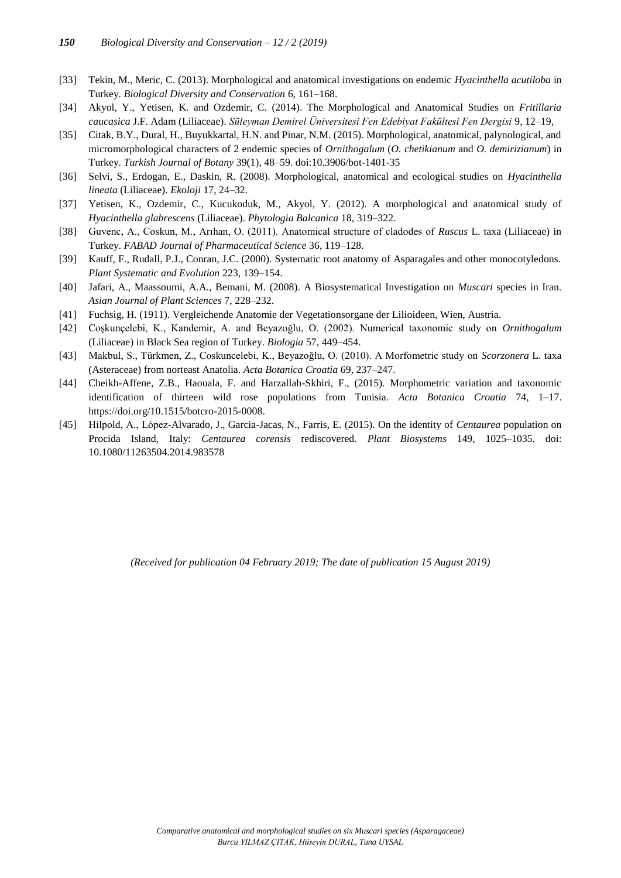[33] Tekin, M., Meric, C. (2013). Morphological and anatomical investigations on endemic *Hyacinthella acutiloba* in Turkey. *Biological Diversity and Conservation* 6, 161–168.

[34] Akyol, Y., Yetisen, K. and Ozdemir, C. (2014). The Morphological and Anatomical Studies on *Fritillaria caucasica* J.F. Adam (Liliaceae). *Süleyman Demirel Üniversitesi Fen Edebiyat Fakültesi Fen Dergisi* 9, 12–19,

[35] Citak, B.Y., Dural, H., Buyukkartal, H.N. and Pinar, N.M. (2015). Morphological, anatomical, palynological, and micromorphological characters of 2 endemic species of *Ornithogalum* (*O. chetikianum* and *O. demirizianum*) in Turkey. *Turkish Journal of Botany* 39(1), 48–59. doi:10.3906/bot-1401-35

[36] Selvi, S., Erdogan, E., Daskin, R. (2008). Morphological, anatomical and ecological studies on *Hyacinthella lineata* (Liliaceae). *Ekoloji* 17, 24–32.

[37] Yetisen, K., Ozdemir, C., Kucukoduk, M., Akyol, Y. (2012). A morphological and anatomical study of *Hyacinthella glabrescens* (Liliaceae). *Phytologia Balcanica* 18, 319–322.

[38] Guvenc, A., Coskun, M., Arıhan, O. (2011). Anatomical structure of cladodes of *Ruscus* L. taxa (Liliaceae) in Turkey. *FABAD Journal of Pharmaceutical Science* 36, 119–128.

[39] Kauff, F., Rudall, P.J., Conran, J.C. (2000). Systematic root anatomy of Asparagales and other monocotyledons. *Plant Systematic and Evolution* 223, 139–154.

[40] Jafari, A., Maassoumi, A.A., Bemani, M. (2008). A Biosystematical Investigation on *Muscari* species in Iran. *Asian Journal of Plant Sciences* 7, 228–232.

[41] Fuchsig, H. (1911). Vergleichende Anatomie der Vegetationsorgane der Lilioideen, Wien, Austria.

[42] Coşkunçelebi, K., Kandemir, A. and Beyazoğlu, O. (2002). Numerical taxonomic study on *Ornithogalum* (Liliaceae) in Black Sea region of Turkey. *Biologia* 57, 449–454.

[43] Makbul, S., Türkmen, Z., Coskuncelebi, K., Beyazoğlu, O. (2010). A Morfometric study on *Scorzonera* L. taxa (Asteraceae) from norteast Anatolia. *Acta Botanica Croatia* 69, 237–247.

[44] Cheikh-Affene, Z.B., Haouala, F. and Harzallah-Skhiri, F., (2015). Morphometric variation and taxonomic identification of thirteen wild rose populations from Tunisia. *Acta Botanica Croatia* 74, 1–17. https://doi.org/10.1515/botcro-2015-0008.

[45] Hilpold, A., López-Alvarado, J., Garcia-Jacas, N., Farris, E. (2015). On the identity of *Centaurea* population on Procida Island, Italy: *Centaurea corensis* rediscovered. *Plant Biosystems* 149, 1025–1035. doi: 10.1080/11263504.2014.983578

*(Received for publication 04 February 2019; The date of publication 15 August 2019)*